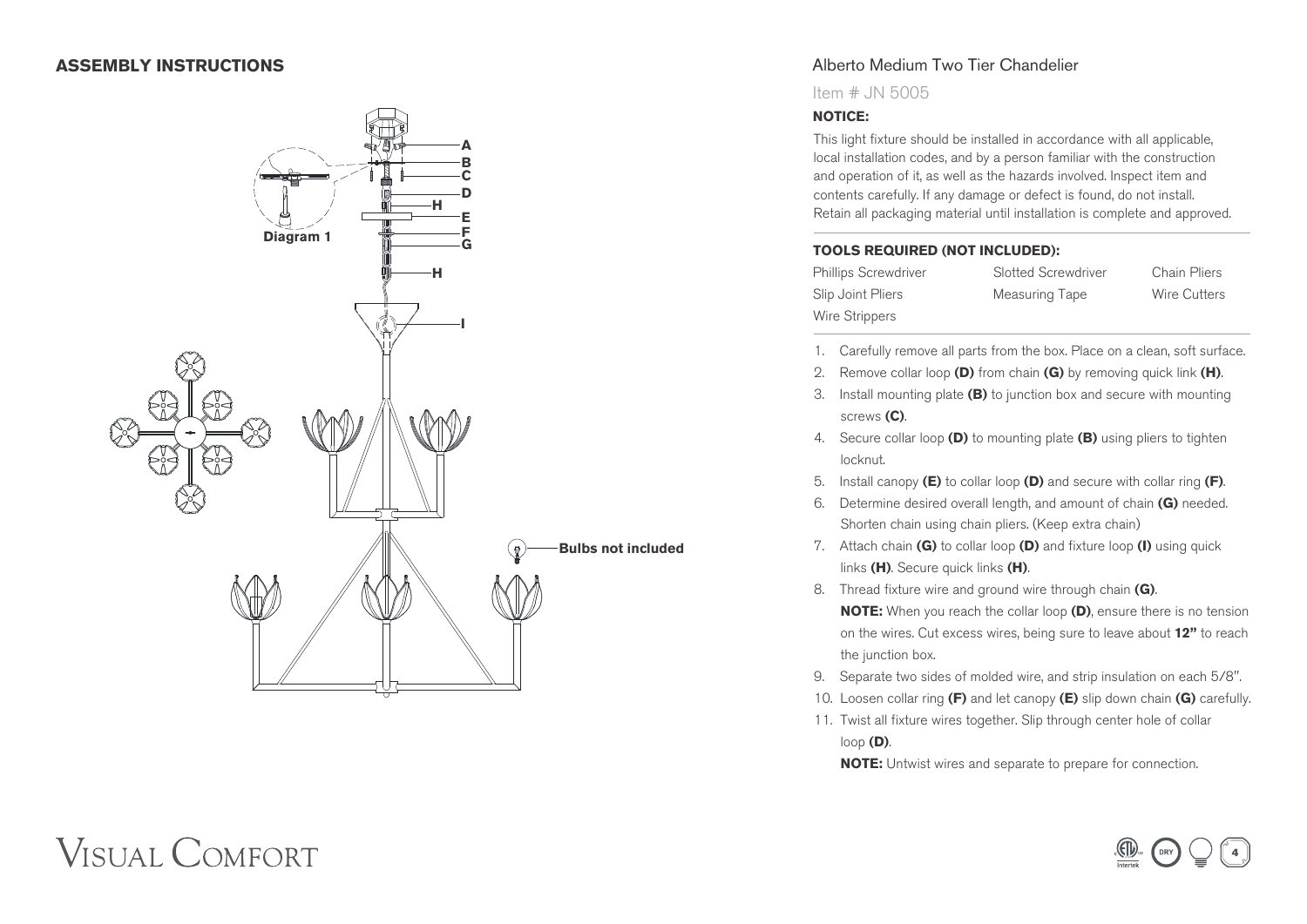## ASSEMBLY INSTRUCTIONS

Diagram 1

A
B
C
D
H
E
F
G
H
I

Bulbs not included

## Alberto Medium Two Tier Chandelier

Item # JN 5005

### NOTICE:

This light fixture should be installed in accordance with all applicable, local installation codes, and by a person familiar with the construction and operation of it, as well as the hazards involved. Inspect item and contents carefully. If any damage or defect is found, do not install. Retain all packaging material until installation is complete and approved.

### TOOLS REQUIRED (NOT INCLUDED):

| | | |
|---|---|---|
| Phillips Screwdriver | Slotted Screwdriver | Chain Pliers |
| Slip Joint Pliers | Measuring Tape | Wire Cutters |
| Wire Strippers | | |

1. Carefully remove all parts from the box. Place on a clean, soft surface.
2. Remove collar loop **(D)** from chain **(G)** by removing quick link **(H)**.
3. Install mounting plate **(B)** to junction box and secure with mounting screws **(C)**.
4. Secure collar loop **(D)** to mounting plate **(B)** using pliers to tighten locknut.
5. Install canopy **(E)** to collar loop **(D)** and secure with collar ring **(F)**.
6. Determine desired overall length, and amount of chain **(G)** needed. Shorten chain using chain pliers. (Keep extra chain)
7. Attach chain **(G)** to collar loop **(D)** and fixture loop **(I)** using quick links **(H)**. Secure quick links **(H)**.
8. Thread fixture wire and ground wire through chain **(G)**.
   **NOTE:** When you reach the collar loop **(D)**, ensure there is no tension on the wires. Cut excess wires, being sure to leave about **12"** to reach the junction box.
9. Separate two sides of molded wire, and strip insulation on each 5/8".
10. Loosen collar ring **(F)** and let canopy **(E)** slip down chain **(G)** carefully.
11. Twist all fixture wires together. Slip through center hole of collar loop **(D)**.
    **NOTE:** Untwist wires and separate to prepare for connection.

VISUAL COMFORT

DRY 4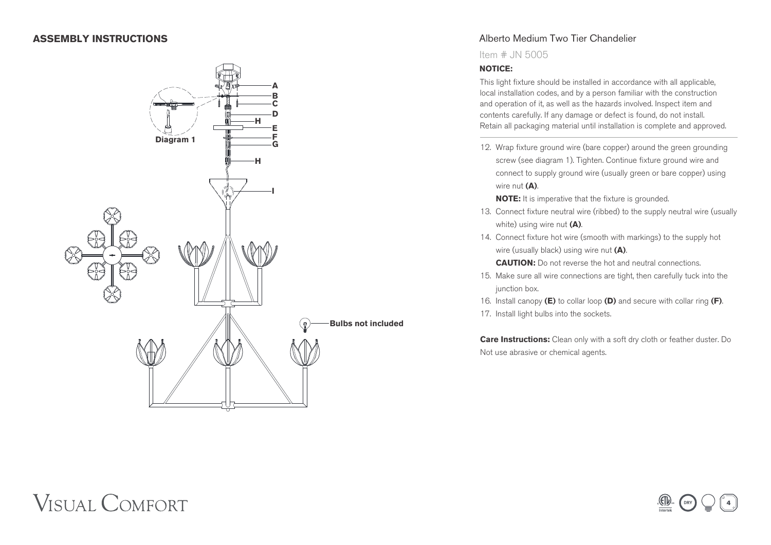## ASSEMBLY INSTRUCTIONS

A
B
C
D
H
E
F
G
H
I

Diagram 1

Bulbs not included

## Alberto Medium Two Tier Chandelier

Item # JN 5005

**NOTICE:**

This light fixture should be installed in accordance with all applicable, local installation codes, and by a person familiar with the construction and operation of it, as well as the hazards involved. Inspect item and contents carefully. If any damage or defect is found, do not install. Retain all packaging material until installation is complete and approved.

12. Wrap fixture ground wire (bare copper) around the green grounding screw (see diagram 1). Tighten. Continue fixture ground wire and connect to supply ground wire (usually green or bare copper) using wire nut **(A)**.

    **NOTE:** It is imperative that the fixture is grounded.

13. Connect fixture neutral wire (ribbed) to the supply neutral wire (usually white) using wire nut **(A)**.
14. Connect fixture hot wire (smooth with markings) to the supply hot wire (usually black) using wire nut **(A)**.

    **CAUTION:** Do not reverse the hot and neutral connections.

15. Make sure all wire connections are tight, then carefully tuck into the junction box.
16. Install canopy **(E)** to collar loop **(D)** and secure with collar ring **(F)**.
17. Install light bulbs into the sockets.

**Care Instructions:** Clean only with a soft dry cloth or feather duster. Do Not use abrasive or chemical agents.

VISUAL COMFORT

Intertek DRY